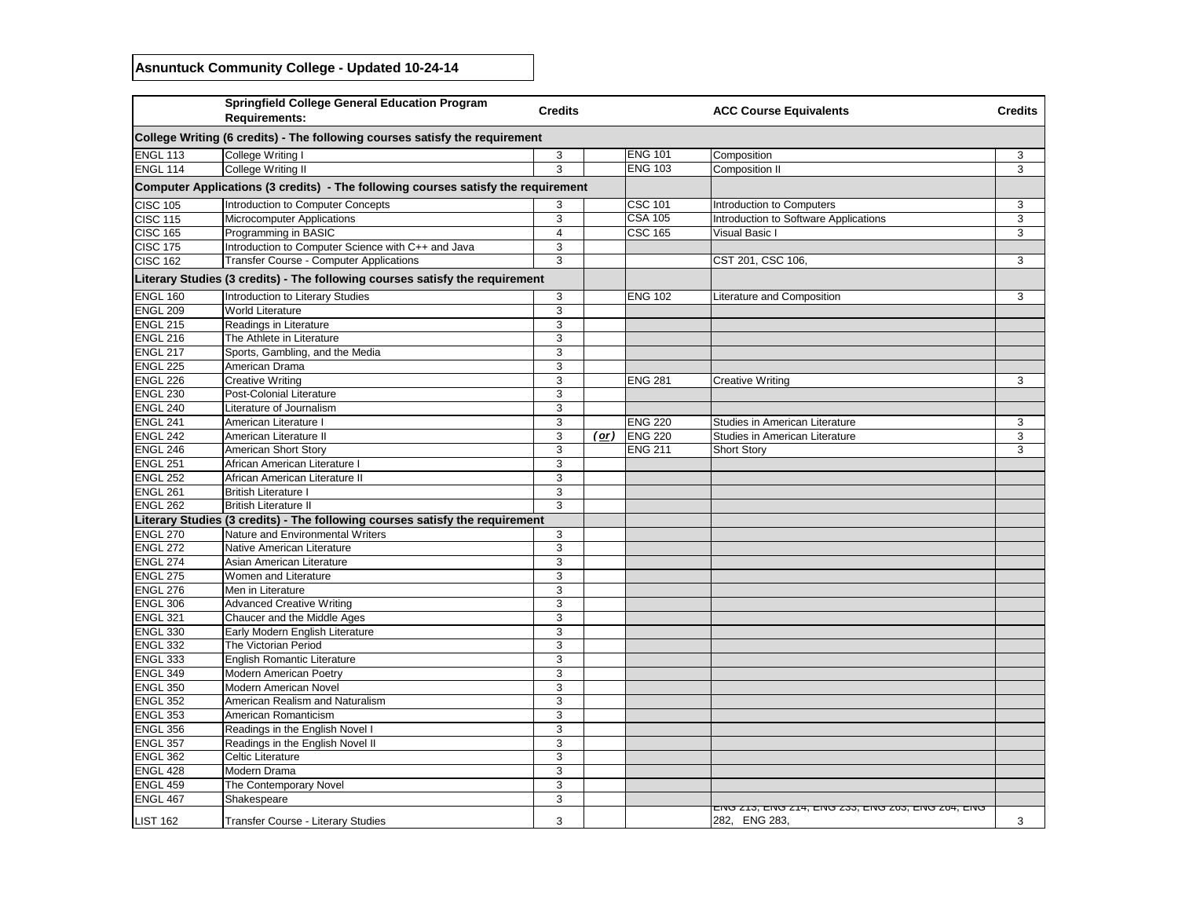**Asnuntuck Community College - Updated 10-24-14**

| | Springfield College General Education Program Requirements: | Credits | | | ACC Course Equivalents | Credits |
|---|---|---|---|---|---|---|
| **College Writing (6 credits) - The following courses satisfy the requirement** | | | | | | |
| ENGL 113 | College Writing I | 3 | | ENG 101 | Composition | 3 |
| ENGL 114 | College Writing II | 3 | | ENG 103 | Composition II | 3 |
| **Computer Applications (3 credits) - The following courses satisfy the requirement** | | | | | | |
| CISC 105 | Introduction to Computer Concepts | 3 | | CSC 101 | Introduction to Computers | 3 |
| CISC 115 | Microcomputer Applications | 3 | | CSA 105 | Introduction to Software Applications | 3 |
| CISC 165 | Programming in BASIC | 4 | | CSC 165 | Visual Basic I | 3 |
| CISC 175 | Introduction to Computer Science with C++ and Java | 3 | | | | |
| CISC 162 | Transfer Course - Computer Applications | 3 | | | CST 201, CSC 106, | 3 |
| **Literary Studies (3 credits) - The following courses satisfy the requirement** | | | | | | |
| ENGL 160 | Introduction to Literary Studies | 3 | | ENG 102 | Literature and Composition | 3 |
| ENGL 209 | World Literature | 3 | | | | |
| ENGL 215 | Readings in Literature | 3 | | | | |
| ENGL 216 | The Athlete in Literature | 3 | | | | |
| ENGL 217 | Sports, Gambling, and the Media | 3 | | | | |
| ENGL 225 | American Drama | 3 | | | | |
| ENGL 226 | Creative Writing | 3 | | ENG 281 | Creative Writing | 3 |
| ENGL 230 | Post-Colonial Literature | 3 | | | | |
| ENGL 240 | Literature of Journalism | 3 | | | | |
| ENGL 241 | American Literature I | 3 | | ENG 220 | Studies in American Literature | 3 |
| ENGL 242 | American Literature II | 3 | *(or)* | ENG 220 | Studies in American Literature | 3 |
| ENGL 246 | American Short Story | 3 | | ENG 211 | Short Story | 3 |
| ENGL 251 | African American Literature I | 3 | | | | |
| ENGL 252 | African American Literature II | 3 | | | | |
| ENGL 261 | British Literature I | 3 | | | | |
| ENGL 262 | British Literature II | 3 | | | | |
| **Literary Studies (3 credits) - The following courses satisfy the requirement** | | | | | | |
| ENGL 270 | Nature and Environmental Writers | 3 | | | | |
| ENGL 272 | Native American Literature | 3 | | | | |
| ENGL 274 | Asian American Literature | 3 | | | | |
| ENGL 275 | Women and Literature | 3 | | | | |
| ENGL 276 | Men in Literature | 3 | | | | |
| ENGL 306 | Advanced Creative Writing | 3 | | | | |
| ENGL 321 | Chaucer and the Middle Ages | 3 | | | | |
| ENGL 330 | Early Modern English Literature | 3 | | | | |
| ENGL 332 | The Victorian Period | 3 | | | | |
| ENGL 333 | English Romantic Literature | 3 | | | | |
| ENGL 349 | Modern American Poetry | 3 | | | | |
| ENGL 350 | Modern American Novel | 3 | | | | |
| ENGL 352 | American Realism and Naturalism | 3 | | | | |
| ENGL 353 | American Romanticism | 3 | | | | |
| ENGL 356 | Readings in the English Novel I | 3 | | | | |
| ENGL 357 | Readings in the English Novel II | 3 | | | | |
| ENGL 362 | Celtic Literature | 3 | | | | |
| ENGL 428 | Modern Drama | 3 | | | | |
| ENGL 459 | The Contemporary Novel | 3 | | | | |
| ENGL 467 | Shakespeare | 3 | | | | |
| LIST 162 | Transfer Course - Literary Studies | 3 | | | ENG 213, ENG 214, ENG 233, ENG 263, ENG 264, ENG 282, ENG 283, | 3 |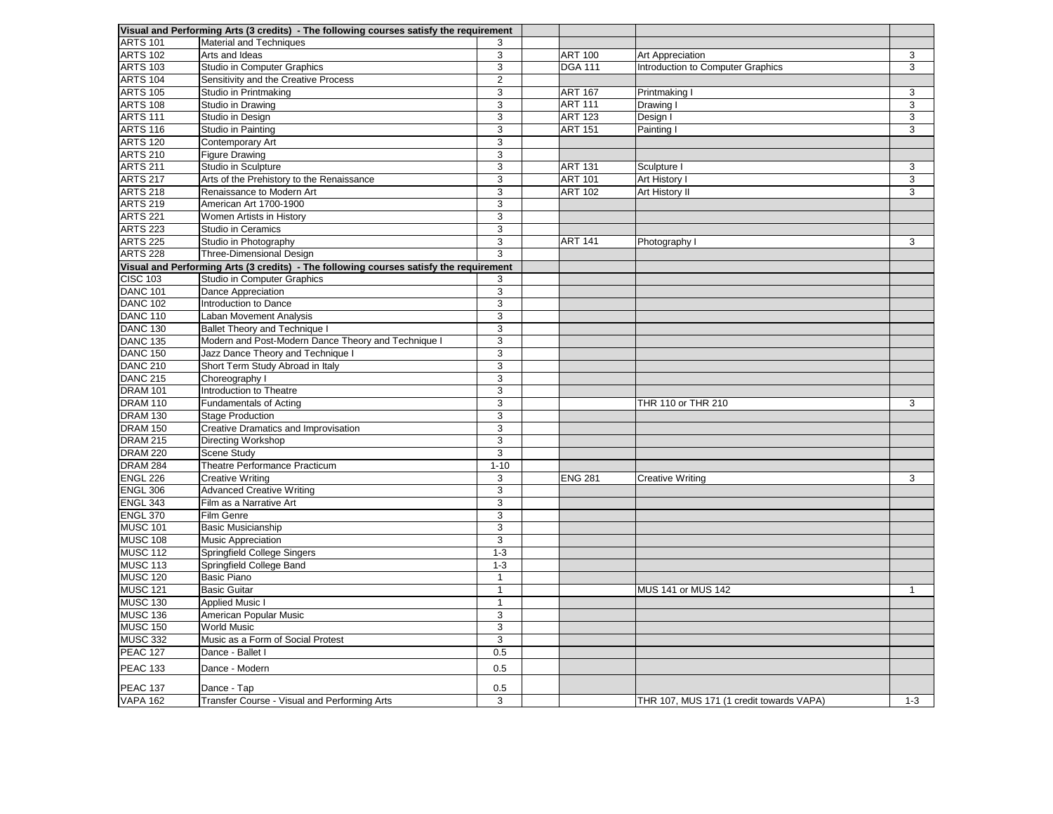| Visual and Performing Arts (3 credits) - The following courses satisfy the requirement | | | | | | |
|---|---|---|---|---|---|---|
| ARTS 101 | Material and Techniques | 3 | | | | |
| ARTS 102 | Arts and Ideas | 3 | | ART 100 | Art Appreciation | 3 |
| ARTS 103 | Studio in Computer Graphics | 3 | | DGA 111 | Introduction to Computer Graphics | 3 |
| ARTS 104 | Sensitivity and the Creative Process | 2 | | | | |
| ARTS 105 | Studio in Printmaking | 3 | | ART 167 | Printmaking I | 3 |
| ARTS 108 | Studio in Drawing | 3 | | ART 111 | Drawing I | 3 |
| ARTS 111 | Studio in Design | 3 | | ART 123 | Design I | 3 |
| ARTS 116 | Studio in Painting | 3 | | ART 151 | Painting I | 3 |
| ARTS 120 | Contemporary Art | 3 | | | | |
| ARTS 210 | Figure Drawing | 3 | | | | |
| ARTS 211 | Studio in Sculpture | 3 | | ART 131 | Sculpture I | 3 |
| ARTS 217 | Arts of the Prehistory to the Renaissance | 3 | | ART 101 | Art History I | 3 |
| ARTS 218 | Renaissance to Modern Art | 3 | | ART 102 | Art History II | 3 |
| ARTS 219 | American Art 1700-1900 | 3 | | | | |
| ARTS 221 | Women Artists in History | 3 | | | | |
| ARTS 223 | Studio in Ceramics | 3 | | | | |
| ARTS 225 | Studio in Photography | 3 | | ART 141 | Photography I | 3 |
| ARTS 228 | Three-Dimensional Design | 3 | | | | |
| **Visual and Performing Arts (3 credits) - The following courses satisfy the requirement** | | | | | | |
| CISC 103 | Studio in Computer Graphics | 3 | | | | |
| DANC 101 | Dance Appreciation | 3 | | | | |
| DANC 102 | Introduction to Dance | 3 | | | | |
| DANC 110 | Laban Movement Analysis | 3 | | | | |
| DANC 130 | Ballet Theory and Technique I | 3 | | | | |
| DANC 135 | Modern and Post-Modern Dance Theory and Technique I | 3 | | | | |
| DANC 150 | Jazz Dance Theory and Technique I | 3 | | | | |
| DANC 210 | Short Term Study Abroad in Italy | 3 | | | | |
| DANC 215 | Choreography I | 3 | | | | |
| DRAM 101 | Introduction to Theatre | 3 | | | | |
| DRAM 110 | Fundamentals of Acting | 3 | | | THR 110 or THR 210 | 3 |
| DRAM 130 | Stage Production | 3 | | | | |
| DRAM 150 | Creative Dramatics and Improvisation | 3 | | | | |
| DRAM 215 | Directing Workshop | 3 | | | | |
| DRAM 220 | Scene Study | 3 | | | | |
| DRAM 284 | Theatre Performance Practicum | 1-10 | | | | |
| ENGL 226 | Creative Writing | 3 | | ENG 281 | Creative Writing | 3 |
| ENGL 306 | Advanced Creative Writing | 3 | | | | |
| ENGL 343 | Film as a Narrative Art | 3 | | | | |
| ENGL 370 | Film Genre | 3 | | | | |
| MUSC 101 | Basic Musicianship | 3 | | | | |
| MUSC 108 | Music Appreciation | 3 | | | | |
| MUSC 112 | Springfield College Singers | 1-3 | | | | |
| MUSC 113 | Springfield College Band | 1-3 | | | | |
| MUSC 120 | Basic Piano | 1 | | | | |
| MUSC 121 | Basic Guitar | 1 | | | MUS 141 or MUS 142 | 1 |
| MUSC 130 | Applied Music I | 1 | | | | |
| MUSC 136 | American Popular Music | 3 | | | | |
| MUSC 150 | World Music | 3 | | | | |
| MUSC 332 | Music as a Form of Social Protest | 3 | | | | |
| PEAC 127 | Dance - Ballet I | 0.5 | | | | |
| PEAC 133 | Dance - Modern | 0.5 | | | | |
| PEAC 137 | Dance - Tap | 0.5 | | | | |
| VAPA 162 | Transfer Course - Visual and Performing Arts | 3 | | | THR 107, MUS 171 (1 credit towards VAPA) | 1-3 |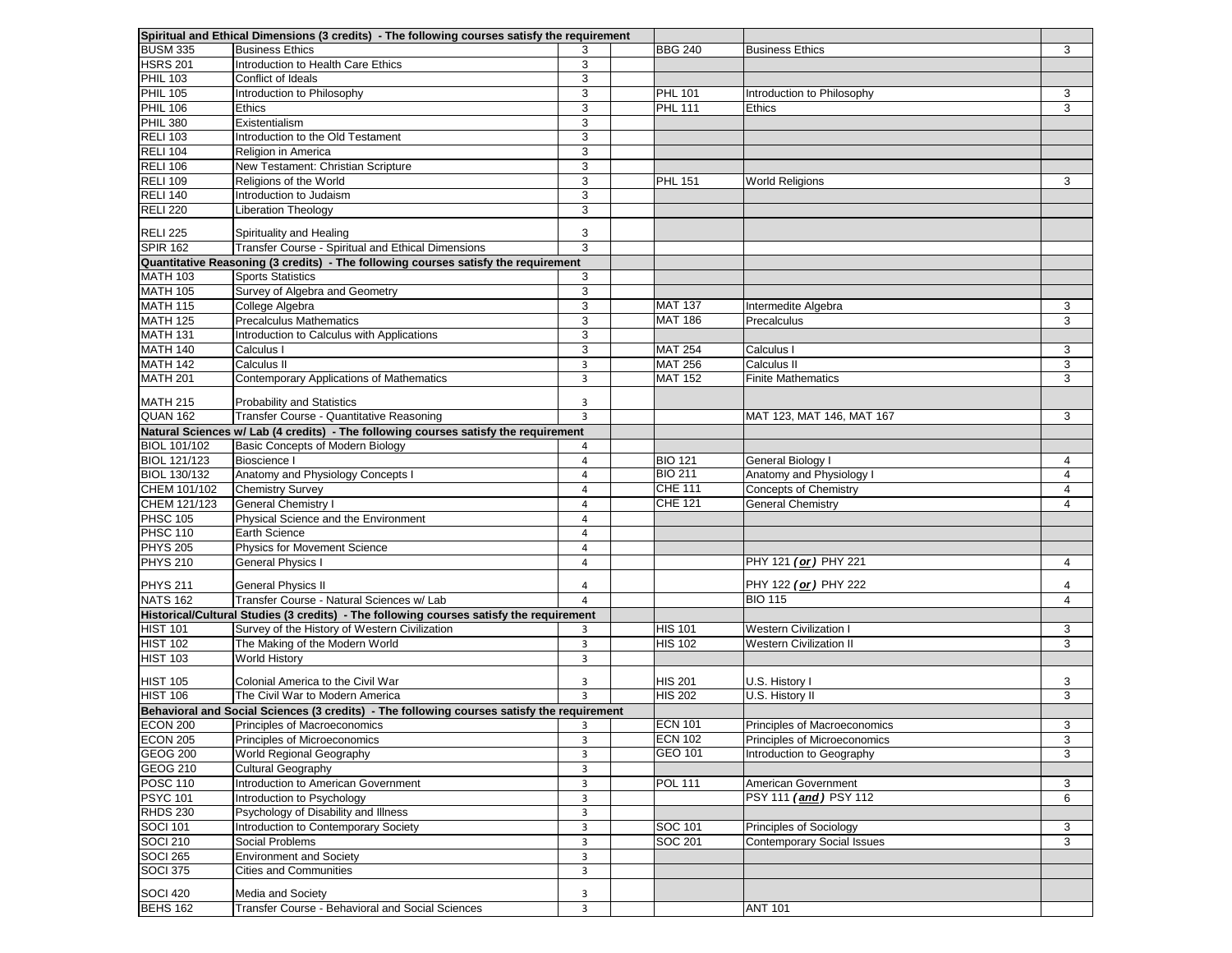| | | | | | | |
|---|---|---|---|---|---|---|
| **Spiritual and Ethical Dimensions (3 credits) - The following courses satisfy the requirement** | | | | | | |
| BUSM 335 | Business Ethics | 3 | | BBG 240 | Business Ethics | 3 |
| HSRS 201 | Introduction to Health Care Ethics | 3 | | | | |
| PHIL 103 | Conflict of Ideals | 3 | | | | |
| PHIL 105 | Introduction to Philosophy | 3 | | PHL 101 | Introduction to Philosophy | 3 |
| PHIL 106 | Ethics | 3 | | PHL 111 | Ethics | 3 |
| PHIL 380 | Existentialism | 3 | | | | |
| RELI 103 | Introduction to the Old Testament | 3 | | | | |
| RELI 104 | Religion in America | 3 | | | | |
| RELI 106 | New Testament: Christian Scripture | 3 | | | | |
| RELI 109 | Religions of the World | 3 | | PHL 151 | World Religions | 3 |
| RELI 140 | Introduction to Judaism | 3 | | | | |
| RELI 220 | Liberation Theology | 3 | | | | |
| RELI 225 | Spirituality and Healing | 3 | | | | |
| SPIR 162 | Transfer Course - Spiritual and Ethical Dimensions | 3 | | | | |
| **Quantitative Reasoning (3 credits) - The following courses satisfy the requirement** | | | | | | |
| MATH 103 | Sports Statistics | 3 | | | | |
| MATH 105 | Survey of Algebra and Geometry | 3 | | | | |
| MATH 115 | College Algebra | 3 | | MAT 137 | Intermedite Algebra | 3 |
| MATH 125 | Precalculus Mathematics | 3 | | MAT 186 | Precalculus | 3 |
| MATH 131 | Introduction to Calculus with Applications | 3 | | | | |
| MATH 140 | Calculus I | 3 | | MAT 254 | Calculus I | 3 |
| MATH 142 | Calculus II | 3 | | MAT 256 | Calculus II | 3 |
| MATH 201 | Contemporary Applications of Mathematics | 3 | | MAT 152 | Finite Mathematics | 3 |
| MATH 215 | Probability and Statistics | 3 | | | | |
| QUAN 162 | Transfer Course - Quantitative Reasoning | 3 | | | MAT 123, MAT 146, MAT 167 | 3 |
| **Natural Sciences w/ Lab (4 credits) - The following courses satisfy the requirement** | | | | | | |
| BIOL 101/102 | Basic Concepts of Modern Biology | 4 | | | | |
| BIOL 121/123 | Bioscience I | 4 | | BIO 121 | General Biology I | 4 |
| BIOL 130/132 | Anatomy and Physiology Concepts I | 4 | | BIO 211 | Anatomy and Physiology I | 4 |
| CHEM 101/102 | Chemistry Survey | 4 | | CHE 111 | Concepts of Chemistry | 4 |
| CHEM 121/123 | General Chemistry I | 4 | | CHE 121 | General Chemistry | 4 |
| PHSC 105 | Physical Science and the Environment | 4 | | | | |
| PHSC 110 | Earth Science | 4 | | | | |
| PHYS 205 | Physics for Movement Science | 4 | | | | |
| PHYS 210 | General Physics I | 4 | | | PHY 121 ***(or)*** PHY 221 | 4 |
| PHYS 211 | General Physics II | 4 | | | PHY 122 ***(or)*** PHY 222 | 4 |
| NATS 162 | Transfer Course - Natural Sciences w/ Lab | 4 | | | BIO 115 | 4 |
| **Historical/Cultural Studies (3 credits) - The following courses satisfy the requirement** | | | | | | |
| HIST 101 | Survey of the History of Western Civilization | 3 | | HIS 101 | Western Civilization I | 3 |
| HIST 102 | The Making of the Modern World | 3 | | HIS 102 | Western Civilization II | 3 |
| HIST 103 | World History | 3 | | | | |
| HIST 105 | Colonial America to the Civil War | 3 | | HIS 201 | U.S. History I | 3 |
| HIST 106 | The Civil War to Modern America | 3 | | HIS 202 | U.S. History II | 3 |
| **Behavioral and Social Sciences (3 credits) - The following courses satisfy the requirement** | | | | | | |
| ECON 200 | Principles of Macroeconomics | 3 | | ECN 101 | Principles of Macroeconomics | 3 |
| ECON 205 | Principles of Microeconomics | 3 | | ECN 102 | Principles of Microeconomics | 3 |
| GEOG 200 | World Regional Geography | 3 | | GEO 101 | Introduction to Geography | 3 |
| GEOG 210 | Cultural Geography | 3 | | | | |
| POSC 110 | Introduction to American Government | 3 | | POL 111 | American Government | 3 |
| PSYC 101 | Introduction to Psychology | 3 | | | PSY 111 ***(and)*** PSY 112 | 6 |
| RHDS 230 | Psychology of Disability and Illness | 3 | | | | |
| SOCI 101 | Introduction to Contemporary Society | 3 | | SOC 101 | Principles of Sociology | 3 |
| SOCI 210 | Social Problems | 3 | | SOC 201 | Contemporary Social Issues | 3 |
| SOCI 265 | Environment and Society | 3 | | | | |
| SOCI 375 | Cities and Communities | 3 | | | | |
| SOCI 420 | Media and Society | 3 | | | | |
| BEHS 162 | Transfer Course - Behavioral and Social Sciences | 3 | | | ANT 101 | |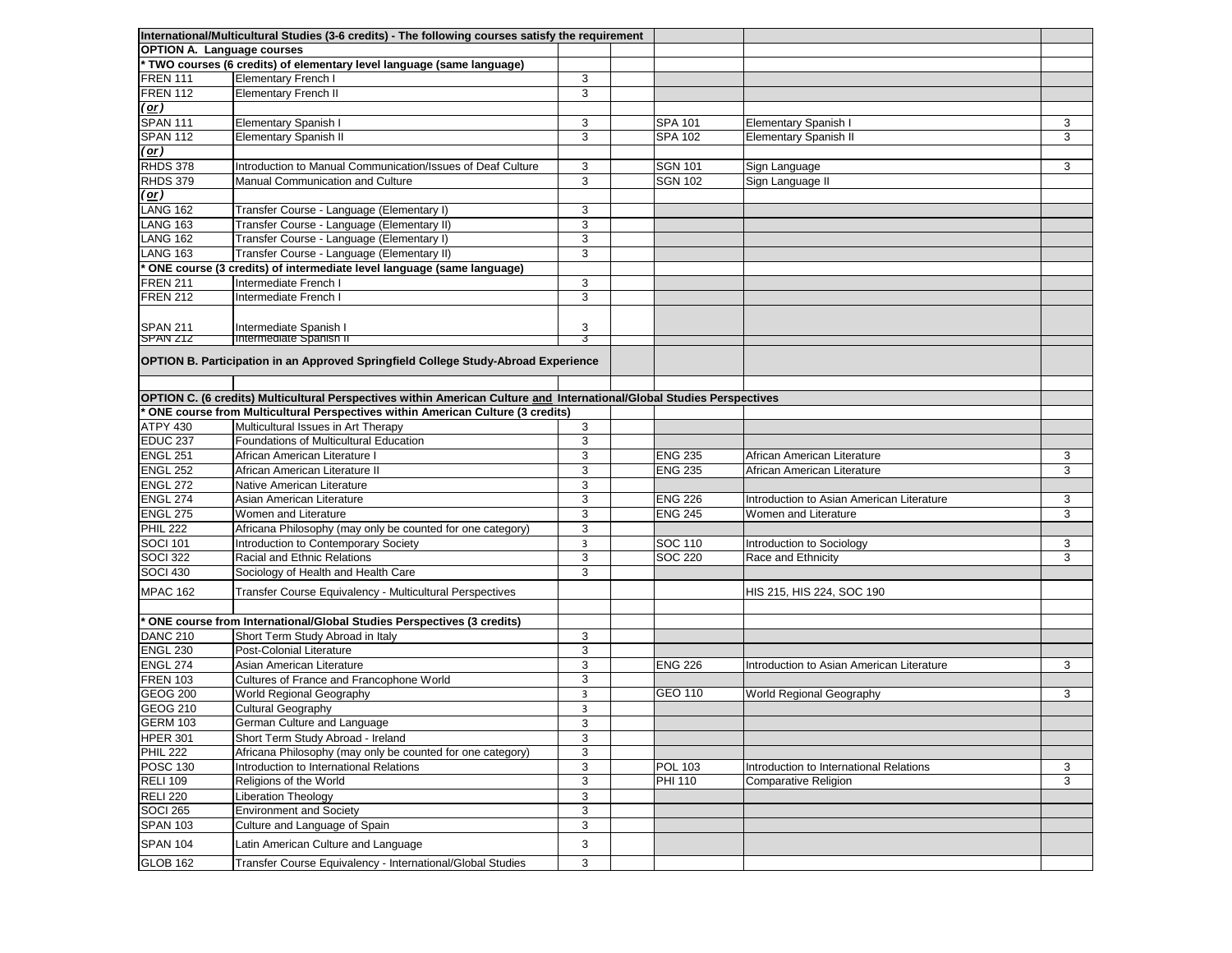| International/Multicultural Studies (3-6 credits) - The following courses satisfy the requirement | | | | | | |
|---|---|---|---|---|---|---|
| **OPTION A. Language courses** | | | | | | |
| * TWO courses (6 credits) of elementary level language (same language) | | | | | | |
| FREN 111 | Elementary French I | 3 | | | | |
| FREN 112 | Elementary French II | 3 | | | | |
| *(or)* | | | | | | |
| SPAN 111 | Elementary Spanish I | 3 | | SPA 101 | Elementary Spanish I | 3 |
| SPAN 112 | Elementary Spanish II | 3 | | SPA 102 | Elementary Spanish II | 3 |
| *(or)* | | | | | | |
| RHDS 378 | Introduction to Manual Communication/Issues of Deaf Culture | 3 | | SGN 101 | Sign Language | 3 |
| RHDS 379 | Manual Communication and Culture | 3 | | SGN 102 | Sign Language II | |
| *(or)* | | | | | | |
| LANG 162 | Transfer Course - Language (Elementary I) | 3 | | | | |
| LANG 163 | Transfer Course - Language (Elementary II) | 3 | | | | |
| LANG 162 | Transfer Course - Language (Elementary I) | 3 | | | | |
| LANG 163 | Transfer Course - Language (Elementary II) | 3 | | | | |
| * ONE course (3 credits) of intermediate level language (same language) | | | | | | |
| FREN 211 | Intermediate French I | 3 | | | | |
| FREN 212 | Intermediate French I | 3 | | | | |
| SPAN 211 | Intermediate Spanish I | 3 | | | | |
| SPAN 212 | Intermediate Spanish II | 3 | | | | |
| **OPTION B. Participation in an Approved Springfield College Study-Abroad Experience** | | | | | | |
| | | | | | | |
| **OPTION C. (6 credits) Multicultural Perspectives within American Culture <u>and</u> International/Global Studies Perspectives** | | | | | | |
| * ONE course from Multicultural Perspectives within American Culture (3 credits) | | | | | | |
| ATPY 430 | Multicultural Issues in Art Therapy | 3 | | | | |
| EDUC 237 | Foundations of Multicultural Education | 3 | | | | |
| ENGL 251 | African American Literature I | 3 | | ENG 235 | African American Literature | 3 |
| ENGL 252 | African American Literature II | 3 | | ENG 235 | African American Literature | 3 |
| ENGL 272 | Native American Literature | 3 | | | | |
| ENGL 274 | Asian American Literature | 3 | | ENG 226 | Introduction to Asian American Literature | 3 |
| ENGL 275 | Women and Literature | 3 | | ENG 245 | Women and Literature | 3 |
| PHIL 222 | Africana Philosophy (may only be counted for one category) | 3 | | | | |
| SOCI 101 | Introduction to Contemporary Society | 3 | | SOC 110 | Introduction to Sociology | 3 |
| SOCI 322 | Racial and Ethnic Relations | 3 | | SOC 220 | Race and Ethnicity | 3 |
| SOCI 430 | Sociology of Health and Health Care | 3 | | | | |
| MPAC 162 | Transfer Course Equivalency - Multicultural Perspectives | | | | HIS 215, HIS 224, SOC 190 | |
| | | | | | | |
| * ONE course from International/Global Studies Perspectives (3 credits) | | | | | | |
| DANC 210 | Short Term Study Abroad in Italy | 3 | | | | |
| ENGL 230 | Post-Colonial Literature | 3 | | | | |
| ENGL 274 | Asian American Literature | 3 | | ENG 226 | Introduction to Asian American Literature | 3 |
| FREN 103 | Cultures of France and Francophone World | 3 | | | | |
| GEOG 200 | World Regional Geography | 3 | | GEO 110 | World Regional Geography | 3 |
| GEOG 210 | Cultural Geography | 3 | | | | |
| GERM 103 | German Culture and Language | 3 | | | | |
| HPER 301 | Short Term Study Abroad - Ireland | 3 | | | | |
| PHIL 222 | Africana Philosophy (may only be counted for one category) | 3 | | | | |
| POSC 130 | Introduction to International Relations | 3 | | POL 103 | Introduction to International Relations | 3 |
| RELI 109 | Religions of the World | 3 | | PHI 110 | Comparative Religion | 3 |
| RELI 220 | Liberation Theology | 3 | | | | |
| SOCI 265 | Environment and Society | 3 | | | | |
| SPAN 103 | Culture and Language of Spain | 3 | | | | |
| SPAN 104 | Latin American Culture and Language | 3 | | | | |
| GLOB 162 | Transfer Course Equivalency - International/Global Studies | 3 | | | | |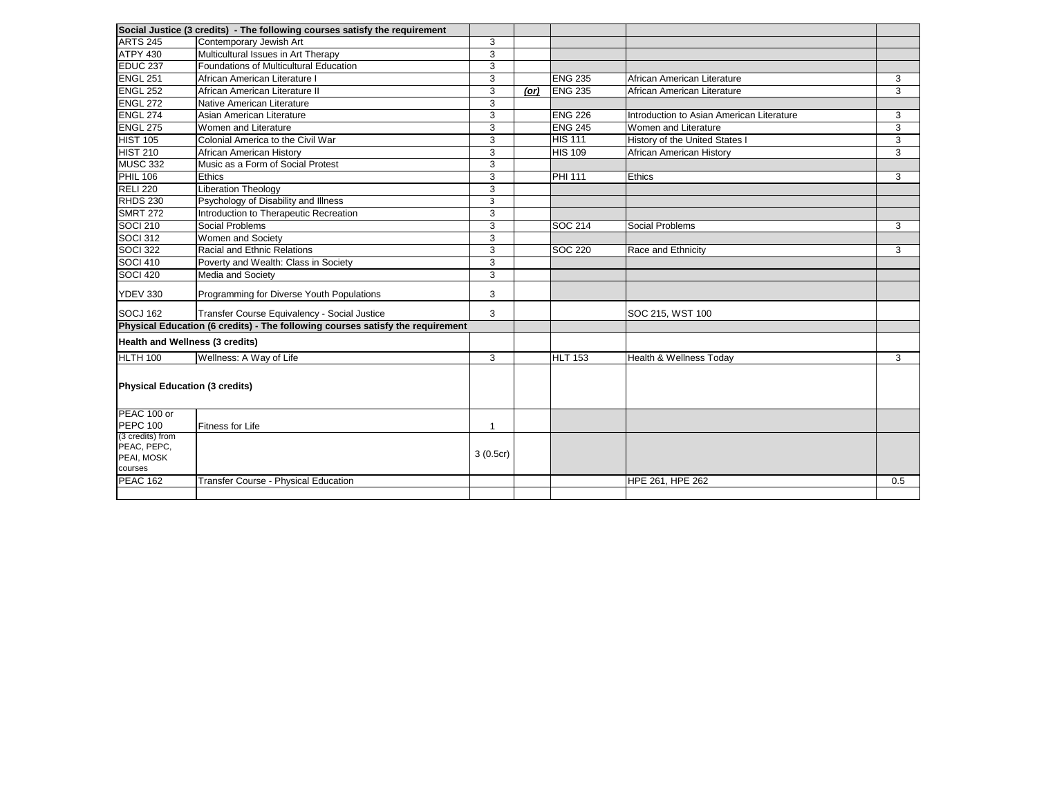| | | | | | | |
|---|---|---|---|---|---|---|
| **Social Justice (3 credits) - The following courses satisfy the requirement** | | | | | | |
| ARTS 245 | Contemporary Jewish Art | 3 | | | | |
| ATPY 430 | Multicultural Issues in Art Therapy | 3 | | | | |
| EDUC 237 | Foundations of Multicultural Education | 3 | | | | |
| ENGL 251 | African American Literature I | 3 | | ENG 235 | African American Literature | 3 |
| ENGL 252 | African American Literature II | 3 | ***(or)*** | ENG 235 | African American Literature | 3 |
| ENGL 272 | Native American Literature | 3 | | | | |
| ENGL 274 | Asian American Literature | 3 | | ENG 226 | Introduction to Asian American Literature | 3 |
| ENGL 275 | Women and Literature | 3 | | ENG 245 | Women and Literature | 3 |
| HIST 105 | Colonial America to the Civil War | 3 | | HIS 111 | History of the United States I | 3 |
| HIST 210 | African American History | 3 | | HIS 109 | African American History | 3 |
| MUSC 332 | Music as a Form of Social Protest | 3 | | | | |
| PHIL 106 | Ethics | 3 | | PHI 111 | Ethics | 3 |
| RELI 220 | Liberation Theology | 3 | | | | |
| RHDS 230 | Psychology of Disability and Illness | 3 | | | | |
| SMRT 272 | Introduction to Therapeutic Recreation | 3 | | | | |
| SOCI 210 | Social Problems | 3 | | SOC 214 | Social Problems | 3 |
| SOCI 312 | Women and Society | 3 | | | | |
| SOCI 322 | Racial and Ethnic Relations | 3 | | SOC 220 | Race and Ethnicity | 3 |
| SOCI 410 | Poverty and Wealth: Class in Society | 3 | | | | |
| SOCI 420 | Media and Society | 3 | | | | |
| YDEV 330 | Programming for Diverse Youth Populations | 3 | | | | |
| SOCJ 162 | Transfer Course Equivalency - Social Justice | 3 | | | SOC 215, WST 100 | |
| **Physical Education (6 credits) - The following courses satisfy the requirement** | | | | | | |
| **Health and Wellness (3 credits)** | | | | | | |
| HLTH 100 | Wellness: A Way of Life | 3 | | HLT 153 | Health & Wellness Today | 3 |
| **Physical Education (3 credits)** | | | | | | |
| PEAC 100 or PEPC 100 | Fitness for Life | 1 | | | | |
| (3 credits) from PEAC, PEPC, PEAI, MOSK courses | | 3 (0.5cr) | | | | |
| PEAC 162 | Transfer Course - Physical Education | | | | HPE 261, HPE 262 | 0.5 |
| | | | | | | |